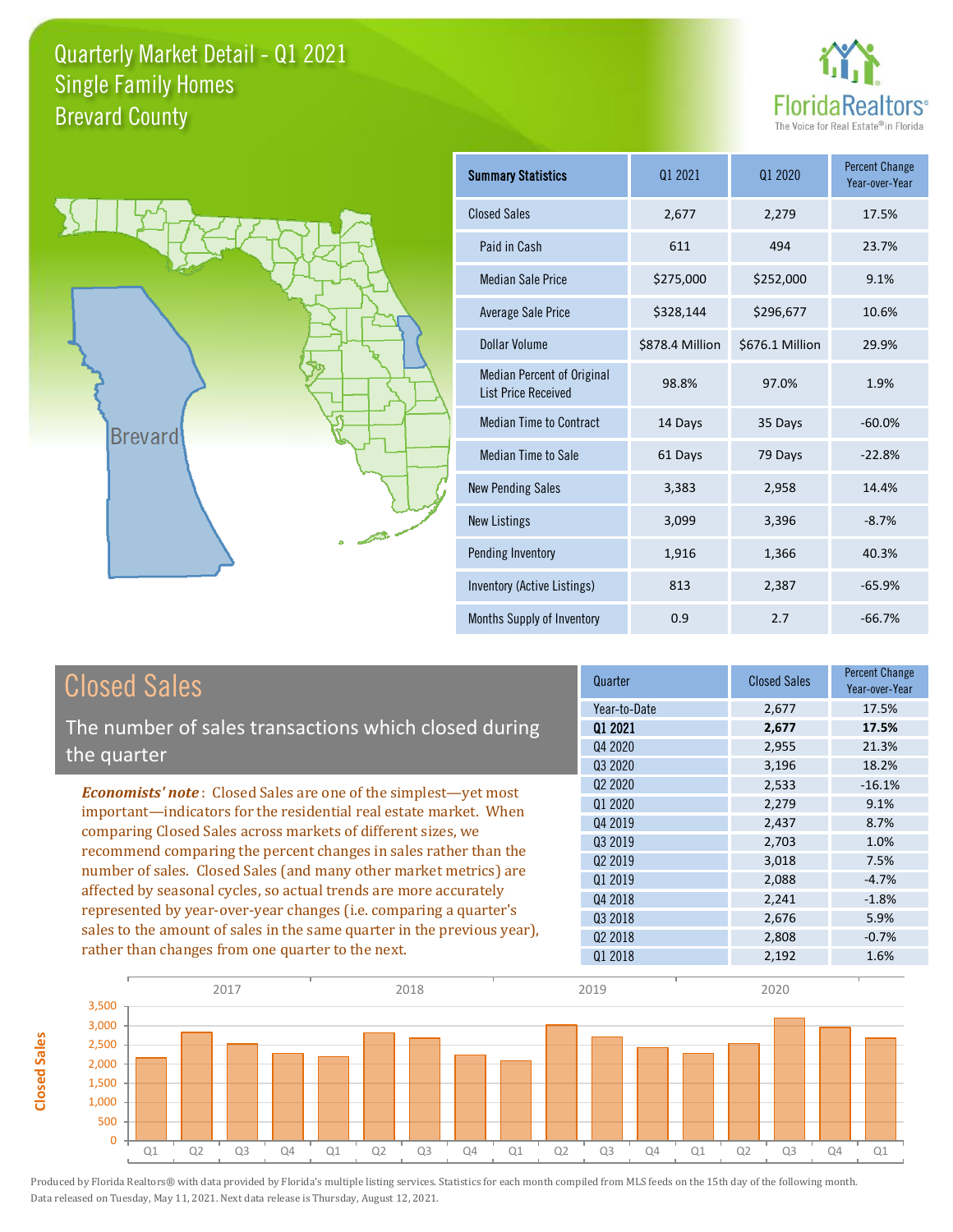# Quarterly Market Detail - Q1 2021
## Single Family Homes
## Brevard County

FloridaRealtors®
The Voice for Real Estate® in Florida

Brevard

| Summary Statistics | Q1 2021 | Q1 2020 | Percent Change Year-over-Year |
|---|---|---|---|
| Closed Sales | 2,677 | 2,279 | 17.5% |
| Paid in Cash | 611 | 494 | 23.7% |
| Median Sale Price | $275,000 | $252,000 | 9.1% |
| Average Sale Price | $328,144 | $296,677 | 10.6% |
| Dollar Volume | $878.4 Million | $676.1 Million | 29.9% |
| Median Percent of Original List Price Received | 98.8% | 97.0% | 1.9% |
| Median Time to Contract | 14 Days | 35 Days | -60.0% |
| Median Time to Sale | 61 Days | 79 Days | -22.8% |
| New Pending Sales | 3,383 | 2,958 | 14.4% |
| New Listings | 3,099 | 3,396 | -8.7% |
| Pending Inventory | 1,916 | 1,366 | 40.3% |
| Inventory (Active Listings) | 813 | 2,387 | -65.9% |
| Months Supply of Inventory | 0.9 | 2.7 | -66.7% |

## Closed Sales

The number of sales transactions which closed during the quarter

***Economists' note***: Closed Sales are one of the simplest—yet most important—indicators for the residential real estate market. When comparing Closed Sales across markets of different sizes, we recommend comparing the percent changes in sales rather than the number of sales. Closed Sales (and many other market metrics) are affected by seasonal cycles, so actual trends are more accurately represented by year-over-year changes (i.e. comparing a quarter's sales to the amount of sales in the same quarter in the previous year), rather than changes from one quarter to the next.

| Quarter | Closed Sales | Percent Change Year-over-Year |
|---|---|---|
| Year-to-Date | 2,677 | 17.5% |
| **Q1 2021** | **2,677** | **17.5%** |
| Q4 2020 | 2,955 | 21.3% |
| Q3 2020 | 3,196 | 18.2% |
| Q2 2020 | 2,533 | -16.1% |
| Q1 2020 | 2,279 | 9.1% |
| Q4 2019 | 2,437 | 8.7% |
| Q3 2019 | 2,703 | 1.0% |
| Q2 2019 | 3,018 | 7.5% |
| Q1 2019 | 2,088 | -4.7% |
| Q4 2018 | 2,241 | -1.8% |
| Q3 2018 | 2,676 | 5.9% |
| Q2 2018 | 2,808 | -0.7% |
| Q1 2018 | 2,192 | 1.6% |

Produced by Florida Realtors® with data provided by Florida's multiple listing services. Statistics for each month compiled from MLS feeds on the 15th day of the following month. Data released on Tuesday, May 11, 2021. Next data release is Thursday, August 12, 2021.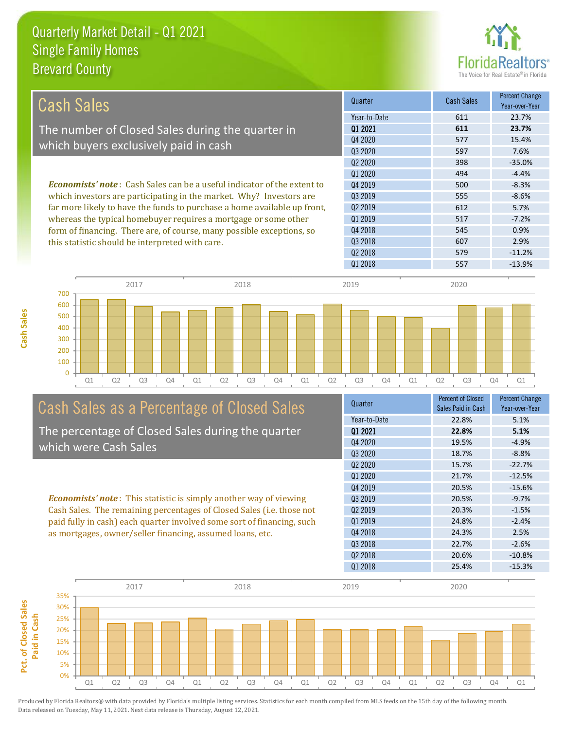# Quarterly Market Detail - Q1 2021
## Single Family Homes
## Brevard County

## Cash Sales

The number of Closed Sales during the quarter in which buyers exclusively paid in cash

***Economists' note***: Cash Sales can be a useful indicator of the extent to which investors are participating in the market. Why? Investors are far more likely to have the funds to purchase a home available up front, whereas the typical homebuyer requires a mortgage or some other form of financing. There are, of course, many possible exceptions, so this statistic should be interpreted with care.

| Quarter | Cash Sales | Percent Change Year-over-Year |
|---|---|---|
| Year-to-Date | 611 | 23.7% |
| **Q1 2021** | **611** | **23.7%** |
| Q4 2020 | 577 | 15.4% |
| Q3 2020 | 597 | 7.6% |
| Q2 2020 | 398 | -35.0% |
| Q1 2020 | 494 | -4.4% |
| Q4 2019 | 500 | -8.3% |
| Q3 2019 | 555 | -8.6% |
| Q2 2019 | 612 | 5.7% |
| Q1 2019 | 517 | -7.2% |
| Q4 2018 | 545 | 0.9% |
| Q3 2018 | 607 | 2.9% |
| Q2 2018 | 579 | -11.2% |
| Q1 2018 | 557 | -13.9% |

## Cash Sales as a Percentage of Closed Sales

The percentage of Closed Sales during the quarter which were Cash Sales

***Economists' note***: This statistic is simply another way of viewing Cash Sales. The remaining percentages of Closed Sales (i.e. those not paid fully in cash) each quarter involved some sort of financing, such as mortgages, owner/seller financing, assumed loans, etc.

| Quarter | Percent of Closed Sales Paid in Cash | Percent Change Year-over-Year |
|---|---|---|
| Year-to-Date | 22.8% | 5.1% |
| **Q1 2021** | **22.8%** | **5.1%** |
| Q4 2020 | 19.5% | -4.9% |
| Q3 2020 | 18.7% | -8.8% |
| Q2 2020 | 15.7% | -22.7% |
| Q1 2020 | 21.7% | -12.5% |
| Q4 2019 | 20.5% | -15.6% |
| Q3 2019 | 20.5% | -9.7% |
| Q2 2019 | 20.3% | -1.5% |
| Q1 2019 | 24.8% | -2.4% |
| Q4 2018 | 24.3% | 2.5% |
| Q3 2018 | 22.7% | -2.6% |
| Q2 2018 | 20.6% | -10.8% |
| Q1 2018 | 25.4% | -15.3% |

Produced by Florida Realtors® with data provided by Florida's multiple listing services. Statistics for each month compiled from MLS feeds on the 15th day of the following month. Data released on Tuesday, May 11, 2021. Next data release is Thursday, August 12, 2021.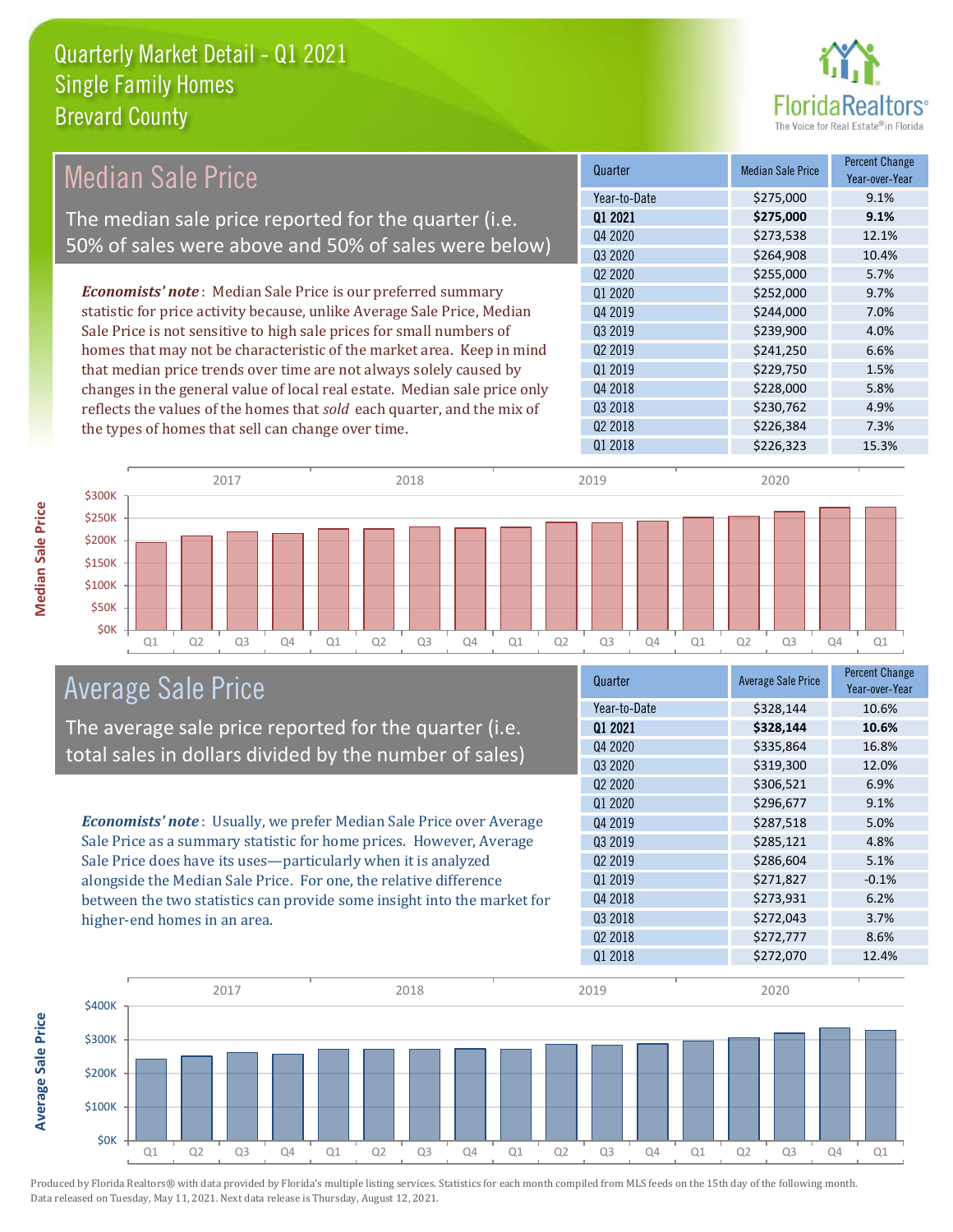# Quarterly Market Detail - Q1 2021
## Single Family Homes
## Brevard County

## Median Sale Price

The median sale price reported for the quarter (i.e. 50% of sales were above and 50% of sales were below)

***Economists' note***: Median Sale Price is our preferred summary statistic for price activity because, unlike Average Sale Price, Median Sale Price is not sensitive to high sale prices for small numbers of homes that may not be characteristic of the market area. Keep in mind that median price trends over time are not always solely caused by changes in the general value of local real estate. Median sale price only reflects the values of the homes that *sold* each quarter, and the mix of the types of homes that sell can change over time.

| Quarter | Median Sale Price | Percent Change Year-over-Year |
|---|---|---|
| Year-to-Date | $275,000 | 9.1% |
| **Q1 2021** | **$275,000** | **9.1%** |
| Q4 2020 | $273,538 | 12.1% |
| Q3 2020 | $264,908 | 10.4% |
| Q2 2020 | $255,000 | 5.7% |
| Q1 2020 | $252,000 | 9.7% |
| Q4 2019 | $244,000 | 7.0% |
| Q3 2019 | $239,900 | 4.0% |
| Q2 2019 | $241,250 | 6.6% |
| Q1 2019 | $229,750 | 1.5% |
| Q4 2018 | $228,000 | 5.8% |
| Q3 2018 | $230,762 | 4.9% |
| Q2 2018 | $226,384 | 7.3% |
| Q1 2018 | $226,323 | 15.3% |

## Average Sale Price

The average sale price reported for the quarter (i.e. total sales in dollars divided by the number of sales)

***Economists' note***: Usually, we prefer Median Sale Price over Average Sale Price as a summary statistic for home prices. However, Average Sale Price does have its uses—particularly when it is analyzed alongside the Median Sale Price. For one, the relative difference between the two statistics can provide some insight into the market for higher-end homes in an area.

| Quarter | Average Sale Price | Percent Change Year-over-Year |
|---|---|---|
| Year-to-Date | $328,144 | 10.6% |
| **Q1 2021** | **$328,144** | **10.6%** |
| Q4 2020 | $335,864 | 16.8% |
| Q3 2020 | $319,300 | 12.0% |
| Q2 2020 | $306,521 | 6.9% |
| Q1 2020 | $296,677 | 9.1% |
| Q4 2019 | $287,518 | 5.0% |
| Q3 2019 | $285,121 | 4.8% |
| Q2 2019 | $286,604 | 5.1% |
| Q1 2019 | $271,827 | -0.1% |
| Q4 2018 | $273,931 | 6.2% |
| Q3 2018 | $272,043 | 3.7% |
| Q2 2018 | $272,777 | 8.6% |
| Q1 2018 | $272,070 | 12.4% |

Produced by Florida Realtors® with data provided by Florida's multiple listing services. Statistics for each month compiled from MLS feeds on the 15th day of the following month. Data released on Tuesday, May 11, 2021. Next data release is Thursday, August 12, 2021.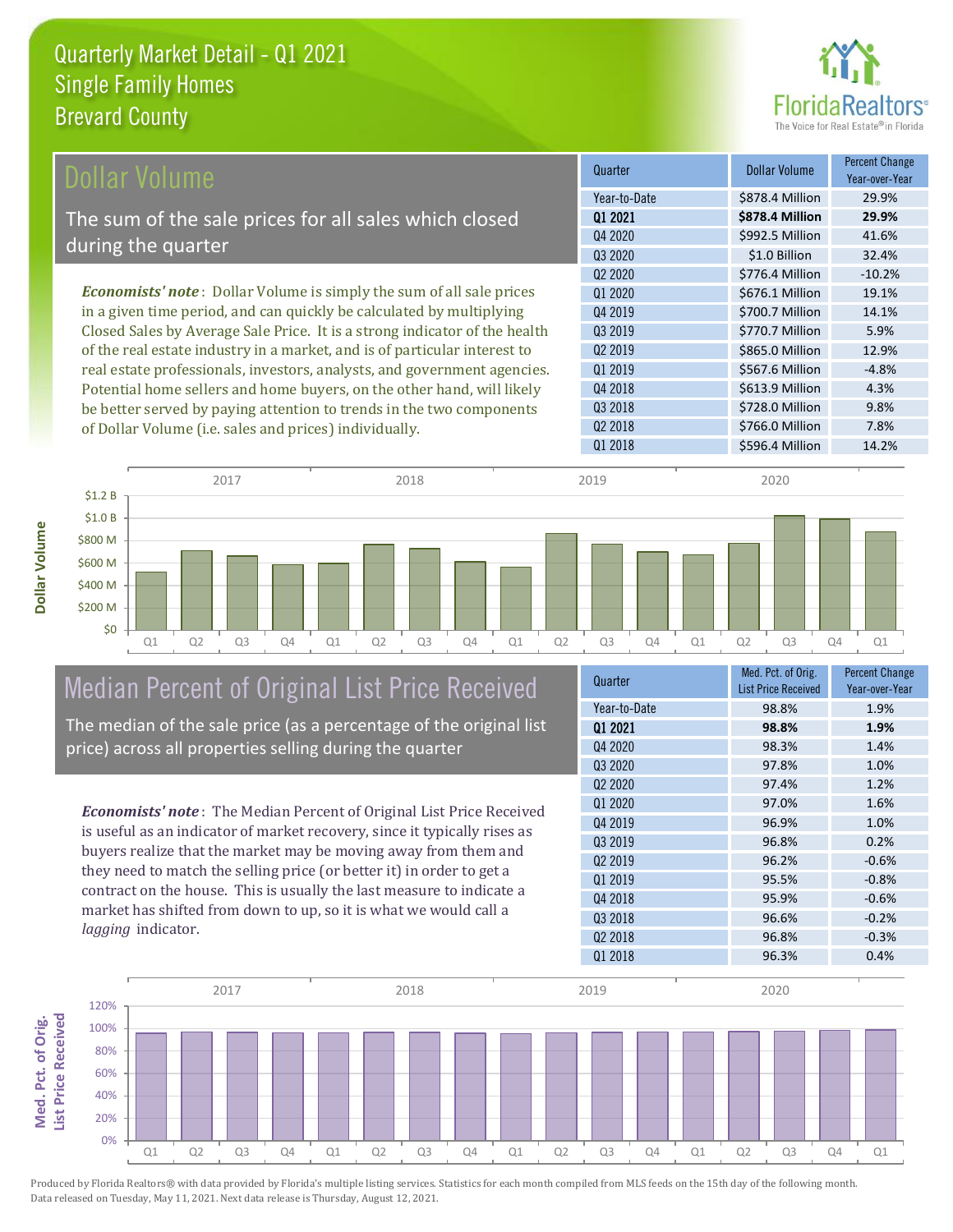Quarterly Market Detail - Q1 2021
Single Family Homes
Brevard County

## Dollar Volume

The sum of the sale prices for all sales which closed during the quarter

***Economists' note***: Dollar Volume is simply the sum of all sale prices in a given time period, and can quickly be calculated by multiplying Closed Sales by Average Sale Price. It is a strong indicator of the health of the real estate industry in a market, and is of particular interest to real estate professionals, investors, analysts, and government agencies. Potential home sellers and home buyers, on the other hand, will likely be better served by paying attention to trends in the two components of Dollar Volume (i.e. sales and prices) individually.

| Quarter | Dollar Volume | Percent Change Year-over-Year |
|---|---|---|
| Year-to-Date | $878.4 Million | 29.9% |
| **Q1 2021** | **$878.4 Million** | **29.9%** |
| Q4 2020 | $992.5 Million | 41.6% |
| Q3 2020 | $1.0 Billion | 32.4% |
| Q2 2020 | $776.4 Million | -10.2% |
| Q1 2020 | $676.1 Million | 19.1% |
| Q4 2019 | $700.7 Million | 14.1% |
| Q3 2019 | $770.7 Million | 5.9% |
| Q2 2019 | $865.0 Million | 12.9% |
| Q1 2019 | $567.6 Million | -4.8% |
| Q4 2018 | $613.9 Million | 4.3% |
| Q3 2018 | $728.0 Million | 9.8% |
| Q2 2018 | $766.0 Million | 7.8% |
| Q1 2018 | $596.4 Million | 14.2% |

## Median Percent of Original List Price Received

The median of the sale price (as a percentage of the original list price) across all properties selling during the quarter

***Economists' note***: The Median Percent of Original List Price Received is useful as an indicator of market recovery, since it typically rises as buyers realize that the market may be moving away from them and they need to match the selling price (or better it) in order to get a contract on the house. This is usually the last measure to indicate a market has shifted from down to up, so it is what we would call a *lagging* indicator.

| Quarter | Med. Pct. of Orig. List Price Received | Percent Change Year-over-Year |
|---|---|---|
| Year-to-Date | 98.8% | 1.9% |
| **Q1 2021** | **98.8%** | **1.9%** |
| Q4 2020 | 98.3% | 1.4% |
| Q3 2020 | 97.8% | 1.0% |
| Q2 2020 | 97.4% | 1.2% |
| Q1 2020 | 97.0% | 1.6% |
| Q4 2019 | 96.9% | 1.0% |
| Q3 2019 | 96.8% | 0.2% |
| Q2 2019 | 96.2% | -0.6% |
| Q1 2019 | 95.5% | -0.8% |
| Q4 2018 | 95.9% | -0.6% |
| Q3 2018 | 96.6% | -0.2% |
| Q2 2018 | 96.8% | -0.3% |
| Q1 2018 | 96.3% | 0.4% |

Produced by Florida Realtors® with data provided by Florida's multiple listing services. Statistics for each month compiled from MLS feeds on the 15th day of the following month. Data released on Tuesday, May 11, 2021. Next data release is Thursday, August 12, 2021.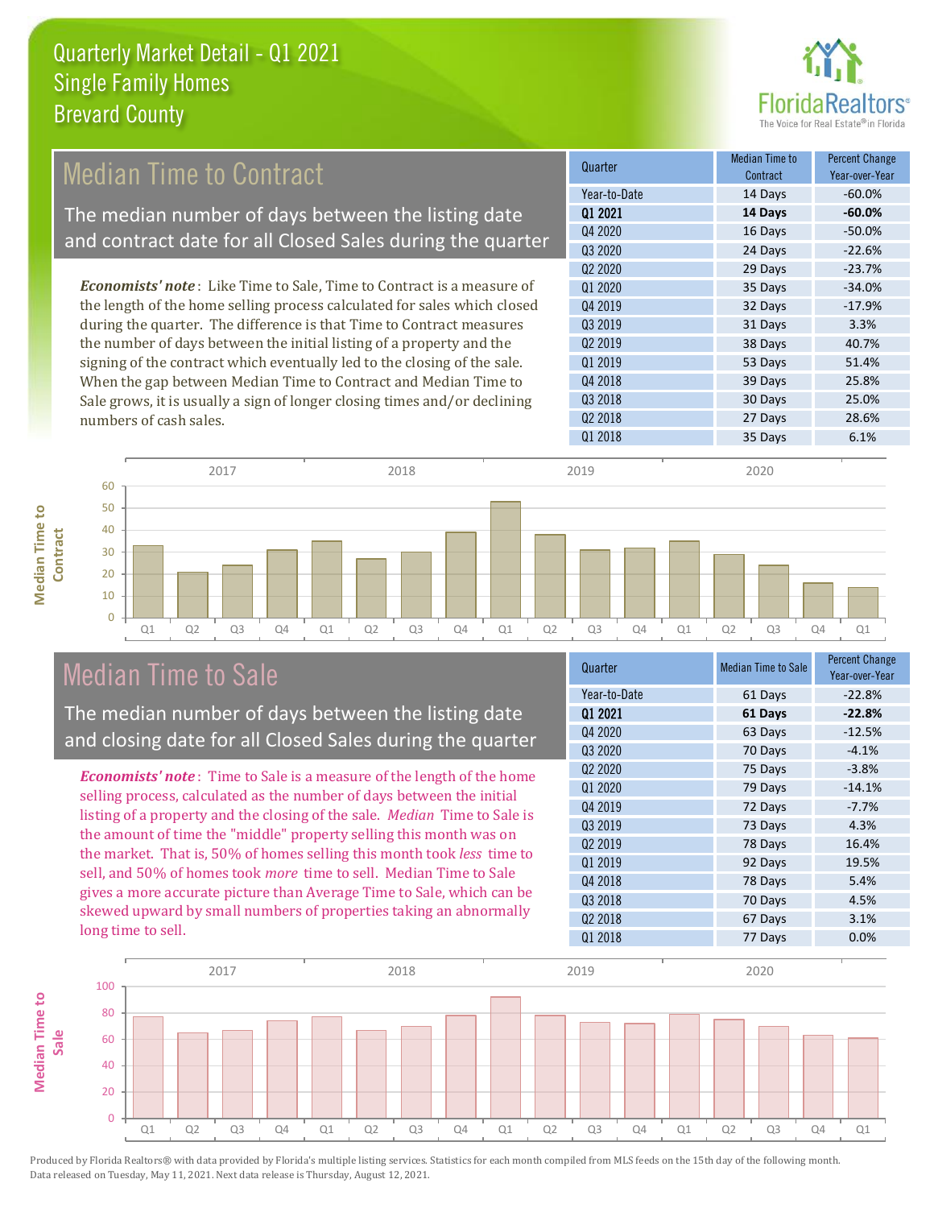# Quarterly Market Detail - Q1 2021
## Single Family Homes
## Brevard County

## Median Time to Contract

The median number of days between the listing date and contract date for all Closed Sales during the quarter

*Economists' note*: Like Time to Sale, Time to Contract is a measure of the length of the home selling process calculated for sales which closed during the quarter. The difference is that Time to Contract measures the number of days between the initial listing of a property and the signing of the contract which eventually led to the closing of the sale. When the gap between Median Time to Contract and Median Time to Sale grows, it is usually a sign of longer closing times and/or declining numbers of cash sales.

| Quarter | Median Time to Contract | Percent Change Year-over-Year |
|---|---|---|
| Year-to-Date | 14 Days | -60.0% |
| **Q1 2021** | **14 Days** | **-60.0%** |
| Q4 2020 | 16 Days | -50.0% |
| Q3 2020 | 24 Days | -22.6% |
| Q2 2020 | 29 Days | -23.7% |
| Q1 2020 | 35 Days | -34.0% |
| Q4 2019 | 32 Days | -17.9% |
| Q3 2019 | 31 Days | 3.3% |
| Q2 2019 | 38 Days | 40.7% |
| Q1 2019 | 53 Days | 51.4% |
| Q4 2018 | 39 Days | 25.8% |
| Q3 2018 | 30 Days | 25.0% |
| Q2 2018 | 27 Days | 28.6% |
| Q1 2018 | 35 Days | 6.1% |

## Median Time to Sale

The median number of days between the listing date and closing date for all Closed Sales during the quarter

*Economists' note*: Time to Sale is a measure of the length of the home selling process, calculated as the number of days between the initial listing of a property and the closing of the sale. *Median* Time to Sale is the amount of time the "middle" property selling this month was on the market. That is, 50% of homes selling this month took *less* time to sell, and 50% of homes took *more* time to sell. Median Time to Sale gives a more accurate picture than Average Time to Sale, which can be skewed upward by small numbers of properties taking an abnormally long time to sell.

| Quarter | Median Time to Sale | Percent Change Year-over-Year |
|---|---|---|
| Year-to-Date | 61 Days | -22.8% |
| **Q1 2021** | **61 Days** | **-22.8%** |
| Q4 2020 | 63 Days | -12.5% |
| Q3 2020 | 70 Days | -4.1% |
| Q2 2020 | 75 Days | -3.8% |
| Q1 2020 | 79 Days | -14.1% |
| Q4 2019 | 72 Days | -7.7% |
| Q3 2019 | 73 Days | 4.3% |
| Q2 2019 | 78 Days | 16.4% |
| Q1 2019 | 92 Days | 19.5% |
| Q4 2018 | 78 Days | 5.4% |
| Q3 2018 | 70 Days | 4.5% |
| Q2 2018 | 67 Days | 3.1% |
| Q1 2018 | 77 Days | 0.0% |

Produced by Florida Realtors® with data provided by Florida's multiple listing services. Statistics for each month compiled from MLS feeds on the 15th day of the following month. Data released on Tuesday, May 11, 2021. Next data release is Thursday, August 12, 2021.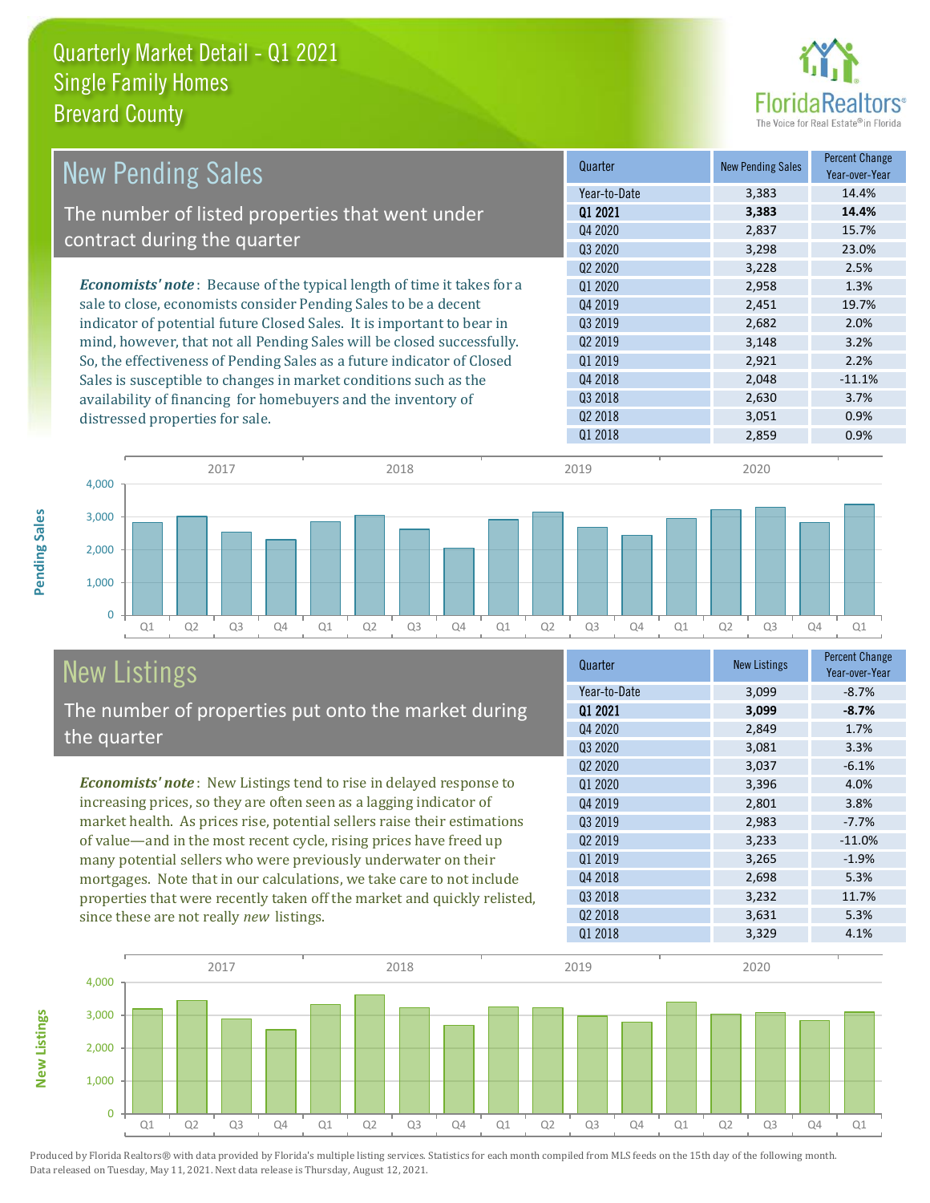# Quarterly Market Detail - Q1 2021
## Single Family Homes
## Brevard County

## New Pending Sales

The number of listed properties that went under contract during the quarter

*Economists' note*: Because of the typical length of time it takes for a sale to close, economists consider Pending Sales to be a decent indicator of potential future Closed Sales. It is important to bear in mind, however, that not all Pending Sales will be closed successfully. So, the effectiveness of Pending Sales as a future indicator of Closed Sales is susceptible to changes in market conditions such as the availability of financing for homebuyers and the inventory of distressed properties for sale.

| Quarter | New Pending Sales | Percent Change Year-over-Year |
|---|---|---|
| Year-to-Date | 3,383 | 14.4% |
| **Q1 2021** | **3,383** | **14.4%** |
| Q4 2020 | 2,837 | 15.7% |
| Q3 2020 | 3,298 | 23.0% |
| Q2 2020 | 3,228 | 2.5% |
| Q1 2020 | 2,958 | 1.3% |
| Q4 2019 | 2,451 | 19.7% |
| Q3 2019 | 2,682 | 2.0% |
| Q2 2019 | 3,148 | 3.2% |
| Q1 2019 | 2,921 | 2.2% |
| Q4 2018 | 2,048 | -11.1% |
| Q3 2018 | 2,630 | 3.7% |
| Q2 2018 | 3,051 | 0.9% |
| Q1 2018 | 2,859 | 0.9% |

## New Listings

The number of properties put onto the market during the quarter

*Economists' note*: New Listings tend to rise in delayed response to increasing prices, so they are often seen as a lagging indicator of market health. As prices rise, potential sellers raise their estimations of value—and in the most recent cycle, rising prices have freed up many potential sellers who were previously underwater on their mortgages. Note that in our calculations, we take care to not include properties that were recently taken off the market and quickly relisted, since these are not really *new* listings.

| Quarter | New Listings | Percent Change Year-over-Year |
|---|---|---|
| Year-to-Date | 3,099 | -8.7% |
| **Q1 2021** | **3,099** | **-8.7%** |
| Q4 2020 | 2,849 | 1.7% |
| Q3 2020 | 3,081 | 3.3% |
| Q2 2020 | 3,037 | -6.1% |
| Q1 2020 | 3,396 | 4.0% |
| Q4 2019 | 2,801 | 3.8% |
| Q3 2019 | 2,983 | -7.7% |
| Q2 2019 | 3,233 | -11.0% |
| Q1 2019 | 3,265 | -1.9% |
| Q4 2018 | 2,698 | 5.3% |
| Q3 2018 | 3,232 | 11.7% |
| Q2 2018 | 3,631 | 5.3% |
| Q1 2018 | 3,329 | 4.1% |

Produced by Florida Realtors® with data provided by Florida's multiple listing services. Statistics for each month compiled from MLS feeds on the 15th day of the following month. Data released on Tuesday, May 11, 2021. Next data release is Thursday, August 12, 2021.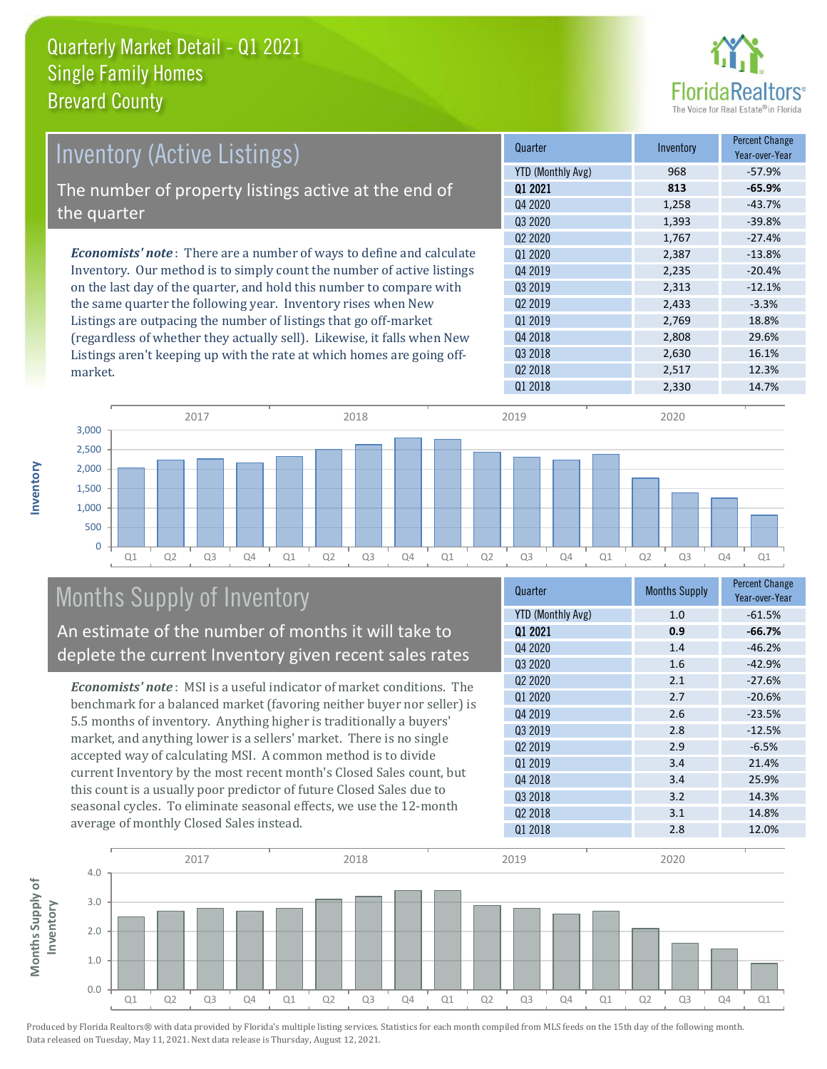# Quarterly Market Detail - Q1 2021
## Single Family Homes
## Brevard County

## Inventory (Active Listings)

The number of property listings active at the end of the quarter

*Economists' note*: There are a number of ways to define and calculate Inventory. Our method is to simply count the number of active listings on the last day of the quarter, and hold this number to compare with the same quarter the following year. Inventory rises when New Listings are outpacing the number of listings that go off-market (regardless of whether they actually sell). Likewise, it falls when New Listings aren't keeping up with the rate at which homes are going off-market.

| Quarter | Inventory | Percent Change Year-over-Year |
|---|---|---|
| YTD (Monthly Avg) | 968 | -57.9% |
| **Q1 2021** | **813** | **-65.9%** |
| Q4 2020 | 1,258 | -43.7% |
| Q3 2020 | 1,393 | -39.8% |
| Q2 2020 | 1,767 | -27.4% |
| Q1 2020 | 2,387 | -13.8% |
| Q4 2019 | 2,235 | -20.4% |
| Q3 2019 | 2,313 | -12.1% |
| Q2 2019 | 2,433 | -3.3% |
| Q1 2019 | 2,769 | 18.8% |
| Q4 2018 | 2,808 | 29.6% |
| Q3 2018 | 2,630 | 16.1% |
| Q2 2018 | 2,517 | 12.3% |
| Q1 2018 | 2,330 | 14.7% |

## Months Supply of Inventory

An estimate of the number of months it will take to deplete the current Inventory given recent sales rates

*Economists' note*: MSI is a useful indicator of market conditions. The benchmark for a balanced market (favoring neither buyer nor seller) is 5.5 months of inventory. Anything higher is traditionally a buyers' market, and anything lower is a sellers' market. There is no single accepted way of calculating MSI. A common method is to divide current Inventory by the most recent month's Closed Sales count, but this count is a usually poor predictor of future Closed Sales due to seasonal cycles. To eliminate seasonal effects, we use the 12-month average of monthly Closed Sales instead.

| Quarter | Months Supply | Percent Change Year-over-Year |
|---|---|---|
| YTD (Monthly Avg) | 1.0 | -61.5% |
| **Q1 2021** | **0.9** | **-66.7%** |
| Q4 2020 | 1.4 | -46.2% |
| Q3 2020 | 1.6 | -42.9% |
| Q2 2020 | 2.1 | -27.6% |
| Q1 2020 | 2.7 | -20.6% |
| Q4 2019 | 2.6 | -23.5% |
| Q3 2019 | 2.8 | -12.5% |
| Q2 2019 | 2.9 | -6.5% |
| Q1 2019 | 3.4 | 21.4% |
| Q4 2018 | 3.4 | 25.9% |
| Q3 2018 | 3.2 | 14.3% |
| Q2 2018 | 3.1 | 14.8% |
| Q1 2018 | 2.8 | 12.0% |

Produced by Florida Realtors® with data provided by Florida's multiple listing services. Statistics for each month compiled from MLS feeds on the 15th day of the following month. Data released on Tuesday, May 11, 2021. Next data release is Thursday, August 12, 2021.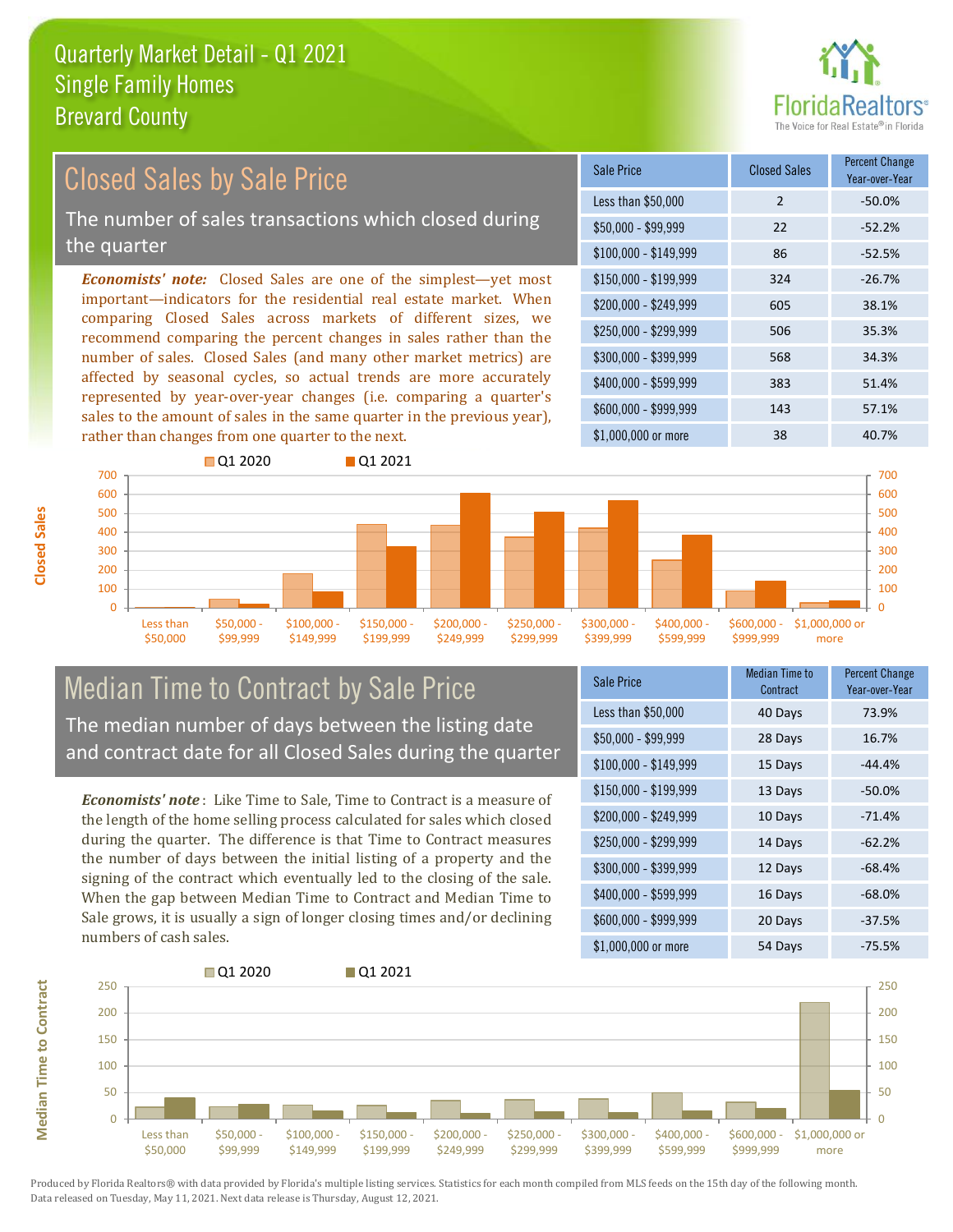# Quarterly Market Detail - Q1 2021
## Single Family Homes
## Brevard County

## Closed Sales by Sale Price

The number of sales transactions which closed during the quarter

*Economists' note:* Closed Sales are one of the simplest—yet most important—indicators for the residential real estate market. When comparing Closed Sales across markets of different sizes, we recommend comparing the percent changes in sales rather than the number of sales. Closed Sales (and many other market metrics) are affected by seasonal cycles, so actual trends are more accurately represented by year-over-year changes (i.e. comparing a quarter's sales to the amount of sales in the same quarter in the previous year), rather than changes from one quarter to the next.

| Sale Price | Closed Sales | Percent Change Year-over-Year |
|---|---|---|
| Less than $50,000 | 2 | -50.0% |
| $50,000 - $99,999 | 22 | -52.2% |
| $100,000 - $149,999 | 86 | -52.5% |
| $150,000 - $199,999 | 324 | -26.7% |
| $200,000 - $249,999 | 605 | 38.1% |
| $250,000 - $299,999 | 506 | 35.3% |
| $300,000 - $399,999 | 568 | 34.3% |
| $400,000 - $599,999 | 383 | 51.4% |
| $600,000 - $999,999 | 143 | 57.1% |
| $1,000,000 or more | 38 | 40.7% |

## Median Time to Contract by Sale Price

The median number of days between the listing date and contract date for all Closed Sales during the quarter

*Economists' note*: Like Time to Sale, Time to Contract is a measure of the length of the home selling process calculated for sales which closed during the quarter. The difference is that Time to Contract measures the number of days between the initial listing of a property and the signing of the contract which eventually led to the closing of the sale. When the gap between Median Time to Contract and Median Time to Sale grows, it is usually a sign of longer closing times and/or declining numbers of cash sales.

| Sale Price | Median Time to Contract | Percent Change Year-over-Year |
|---|---|---|
| Less than $50,000 | 40 Days | 73.9% |
| $50,000 - $99,999 | 28 Days | 16.7% |
| $100,000 - $149,999 | 15 Days | -44.4% |
| $150,000 - $199,999 | 13 Days | -50.0% |
| $200,000 - $249,999 | 10 Days | -71.4% |
| $250,000 - $299,999 | 14 Days | -62.2% |
| $300,000 - $399,999 | 12 Days | -68.4% |
| $400,000 - $599,999 | 16 Days | -68.0% |
| $600,000 - $999,999 | 20 Days | -37.5% |
| $1,000,000 or more | 54 Days | -75.5% |

Produced by Florida Realtors® with data provided by Florida's multiple listing services. Statistics for each month compiled from MLS feeds on the 15th day of the following month. Data released on Tuesday, May 11, 2021. Next data release is Thursday, August 12, 2021.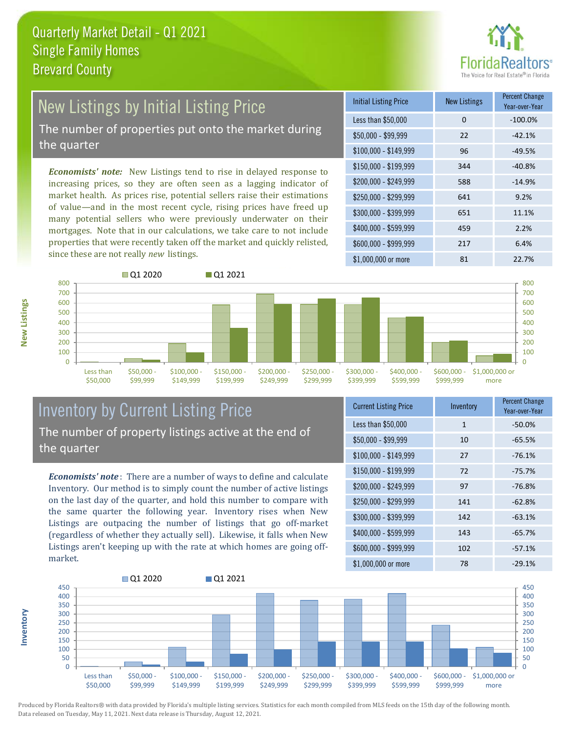# Quarterly Market Detail - Q1 2021
## Single Family Homes
## Brevard County

## New Listings by Initial Listing Price

The number of properties put onto the market during the quarter

*Economists' note:* New Listings tend to rise in delayed response to increasing prices, so they are often seen as a lagging indicator of market health. As prices rise, potential sellers raise their estimations of value—and in the most recent cycle, rising prices have freed up many potential sellers who were previously underwater on their mortgages. Note that in our calculations, we take care to not include properties that were recently taken off the market and quickly relisted, since these are not really *new* listings.

| Initial Listing Price | New Listings | Percent Change Year-over-Year |
|---|---|---|
| Less than $50,000 | 0 | -100.0% |
| $50,000 - $99,999 | 22 | -42.1% |
| $100,000 - $149,999 | 96 | -49.5% |
| $150,000 - $199,999 | 344 | -40.8% |
| $200,000 - $249,999 | 588 | -14.9% |
| $250,000 - $299,999 | 641 | 9.2% |
| $300,000 - $399,999 | 651 | 11.1% |
| $400,000 - $599,999 | 459 | 2.2% |
| $600,000 - $999,999 | 217 | 6.4% |
| $1,000,000 or more | 81 | 22.7% |

## Inventory by Current Listing Price

The number of property listings active at the end of the quarter

*Economists' note*: There are a number of ways to define and calculate Inventory. Our method is to simply count the number of active listings on the last day of the quarter, and hold this number to compare with the same quarter the following year. Inventory rises when New Listings are outpacing the number of listings that go off-market (regardless of whether they actually sell). Likewise, it falls when New Listings aren't keeping up with the rate at which homes are going off-market.

| Current Listing Price | Inventory | Percent Change Year-over-Year |
|---|---|---|
| Less than $50,000 | 1 | -50.0% |
| $50,000 - $99,999 | 10 | -65.5% |
| $100,000 - $149,999 | 27 | -76.1% |
| $150,000 - $199,999 | 72 | -75.7% |
| $200,000 - $249,999 | 97 | -76.8% |
| $250,000 - $299,999 | 141 | -62.8% |
| $300,000 - $399,999 | 142 | -63.1% |
| $400,000 - $599,999 | 143 | -65.7% |
| $600,000 - $999,999 | 102 | -57.1% |
| $1,000,000 or more | 78 | -29.1% |

Produced by Florida Realtors® with data provided by Florida's multiple listing services. Statistics for each month compiled from MLS feeds on the 15th day of the following month. Data released on Tuesday, May 11, 2021. Next data release is Thursday, August 12, 2021.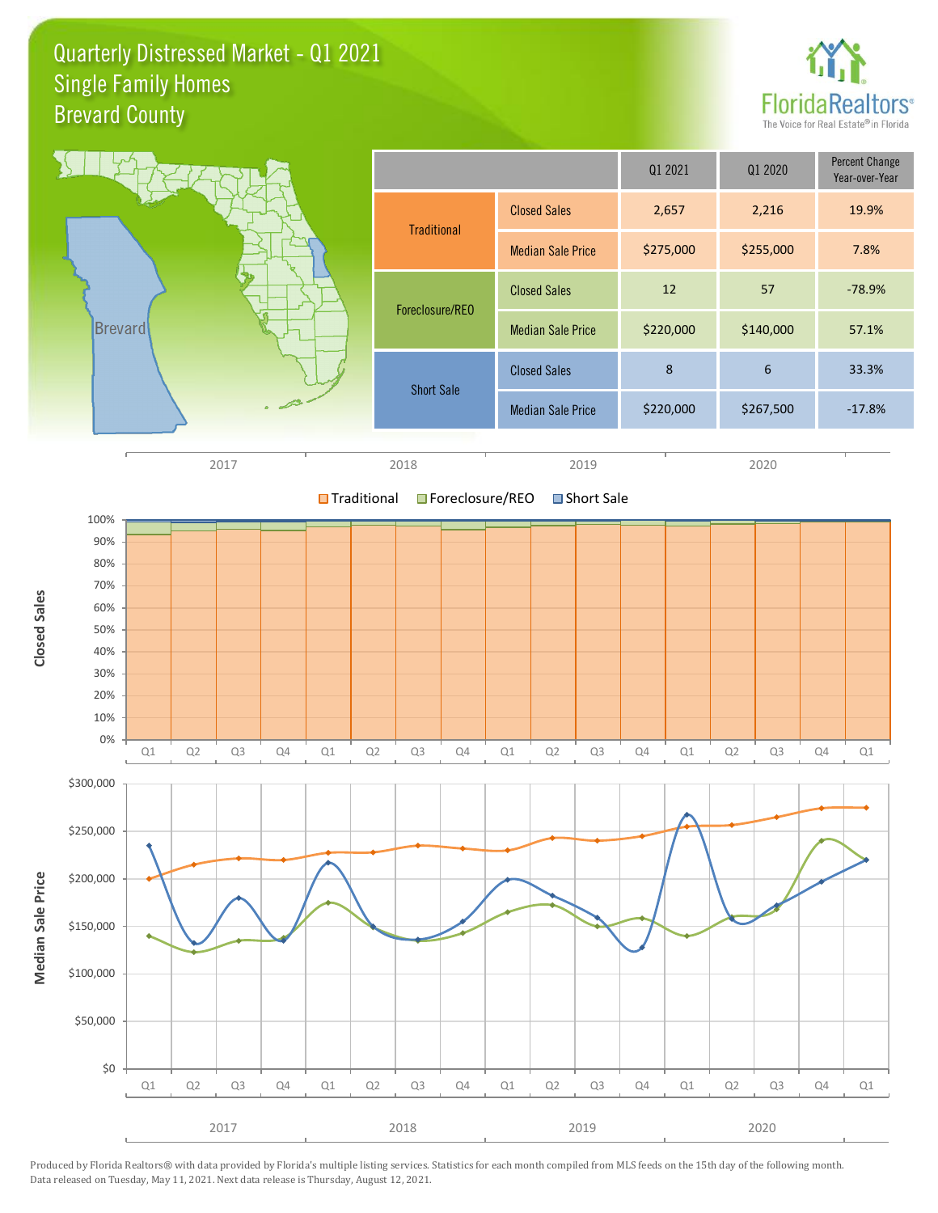# Quarterly Distressed Market - Q1 2021
## Single Family Homes
## Brevard County

FloridaRealtors®
The Voice for Real Estate® in Florida

Brevard

| | | Q1 2021 | Q1 2020 | Percent Change Year-over-Year |
|---|---|---|---|---|
| Traditional | Closed Sales | 2,657 | 2,216 | 19.9% |
| | Median Sale Price | $275,000 | $255,000 | 7.8% |
| Foreclosure/REO | Closed Sales | 12 | 57 | -78.9% |
| | Median Sale Price | $220,000 | $140,000 | 57.1% |
| Short Sale | Closed Sales | 8 | 6 | 33.3% |
| | Median Sale Price | $220,000 | $267,500 | -17.8% |

2017 2018 2019 2020

Traditional Foreclosure/REO Short Sale

Closed Sales

100% 90% 80% 70% 60% 50% 40% 30% 20% 10% 0%

Q1 Q2 Q3 Q4 Q1 Q2 Q3 Q4 Q1 Q2 Q3 Q4 Q1 Q2 Q3 Q4 Q1

Median Sale Price

$300,000 $250,000 $200,000 $150,000 $100,000 $50,000 $0

Q1 Q2 Q3 Q4 Q1 Q2 Q3 Q4 Q1 Q2 Q3 Q4 Q1 Q2 Q3 Q4 Q1

2017 2018 2019 2020

Produced by Florida Realtors® with data provided by Florida's multiple listing services. Statistics for each month compiled from MLS feeds on the 15th day of the following month. Data released on Tuesday, May 11, 2021. Next data release is Thursday, August 12, 2021.